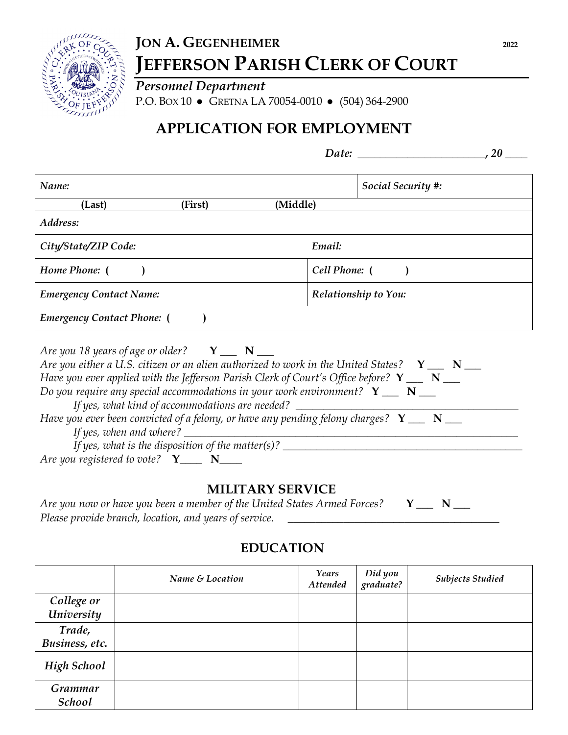# JON A. GEGENHEIMER

# JEFFERSON PARISH CLERK OF COURT

2022

***Personnel Department***

P.O. BOX 10 ● GRETNA LA 70054-0010 ● (504) 364-2900

## APPLICATION FOR EMPLOYMENT

***Date:*** _______________________, 20 ____

| *Name:* | | | *Social Security #:* |
|---|---|---|---|
| **(Last)** | **(First)** | **(Middle)** | |
| *Address:* | | | |
| *City/State/ZIP Code:* | | *Email:* | |
| *Home Phone:* ( ) | | *Cell Phone:* ( ) | |
| *Emergency Contact Name:* | | *Relationship to You:* | |
| *Emergency Contact Phone:* ( ) | | | |

*Are you 18 years of age or older?* **Y** ___ **N** ___

*Are you either a U.S. citizen or an alien authorized to work in the United States?* **Y** ___ **N** ___

*Have you ever applied with the Jefferson Parish Clerk of Court's Office before?* **Y** ___ **N** ___

*Do you require any special accommodations in your work environment?* **Y** ___ **N** ___

*If yes, what kind of accommodations are needed?* ________________________________________

*Have you ever been convicted of a felony, or have any pending felony charges?* **Y** ___ **N** ___

*If yes, when and where?* ________________________________________________________________

*If yes, what is the disposition of the matter(s)?* __________________________________________

*Are you registered to vote?* **Y**____ **N**____

## MILITARY SERVICE

*Are you now or have you been a member of the United States Armed Forces?* **Y** ___ **N** ___

*Please provide branch, location, and years of service.* ________________________________________

## EDUCATION

| | *Name & Location* | *Years Attended* | *Did you graduate?* | *Subjects Studied* |
|---|---|---|---|---|
| ***College or University*** | | | | |
| ***Trade, Business, etc.*** | | | | |
| ***High School*** | | | | |
| ***Grammar School*** | | | | |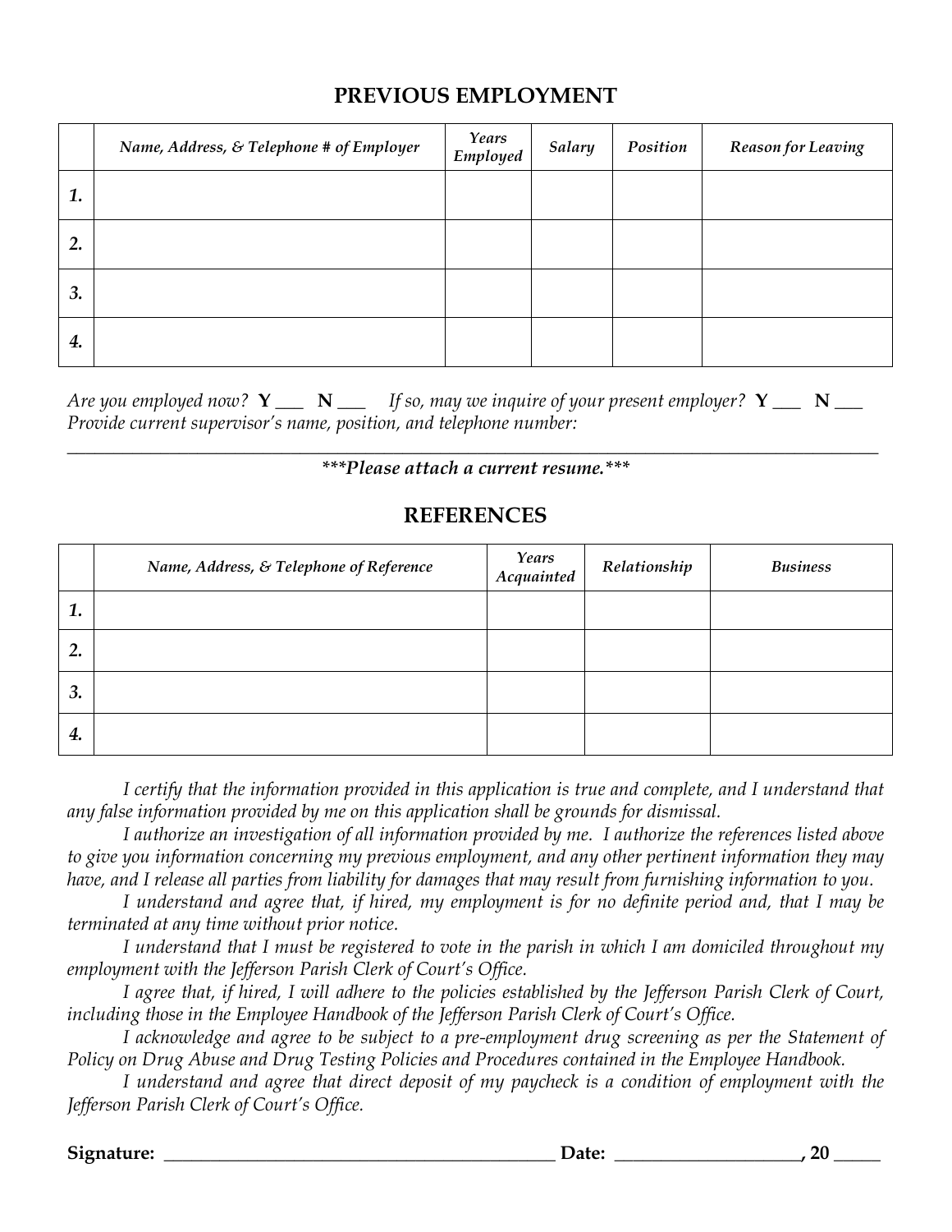## PREVIOUS EMPLOYMENT

| | *Name, Address, & Telephone # of Employer* | *Years Employed* | *Salary* | *Position* | *Reason for Leaving* |
|---|---|---|---|---|---|
| *1.* | | | | | |
| *2.* | | | | | |
| *3.* | | | | | |
| *4.* | | | | | |

*Are you employed now?* **Y** ___ **N** ___ *If so, may we inquire of your present employer?* **Y** ___ **N** ___
*Provide current supervisor's name, position, and telephone number:*
_______________________________________________________________________________________________

***\*\*\*Please attach a current resume.\*\*\****

## REFERENCES

| | *Name, Address, & Telephone of Reference* | *Years Acquainted* | *Relationship* | *Business* |
|---|---|---|---|---|
| *1.* | | | | |
| *2.* | | | | |
| *3.* | | | | |
| *4.* | | | | |

*I certify that the information provided in this application is true and complete, and I understand that any false information provided by me on this application shall be grounds for dismissal.*

*I authorize an investigation of all information provided by me. I authorize the references listed above to give you information concerning my previous employment, and any other pertinent information they may have, and I release all parties from liability for damages that may result from furnishing information to you.*

*I understand and agree that, if hired, my employment is for no definite period and, that I may be terminated at any time without prior notice.*

*I understand that I must be registered to vote in the parish in which I am domiciled throughout my employment with the Jefferson Parish Clerk of Court's Office.*

*I agree that, if hired, I will adhere to the policies established by the Jefferson Parish Clerk of Court, including those in the Employee Handbook of the Jefferson Parish Clerk of Court's Office.*

*I acknowledge and agree to be subject to a pre-employment drug screening as per the Statement of Policy on Drug Abuse and Drug Testing Policies and Procedures contained in the Employee Handbook.*

*I understand and agree that direct deposit of my paycheck is a condition of employment with the Jefferson Parish Clerk of Court's Office.*

**Signature:** ____________________________________________ **Date:** ____________________, **20** _____